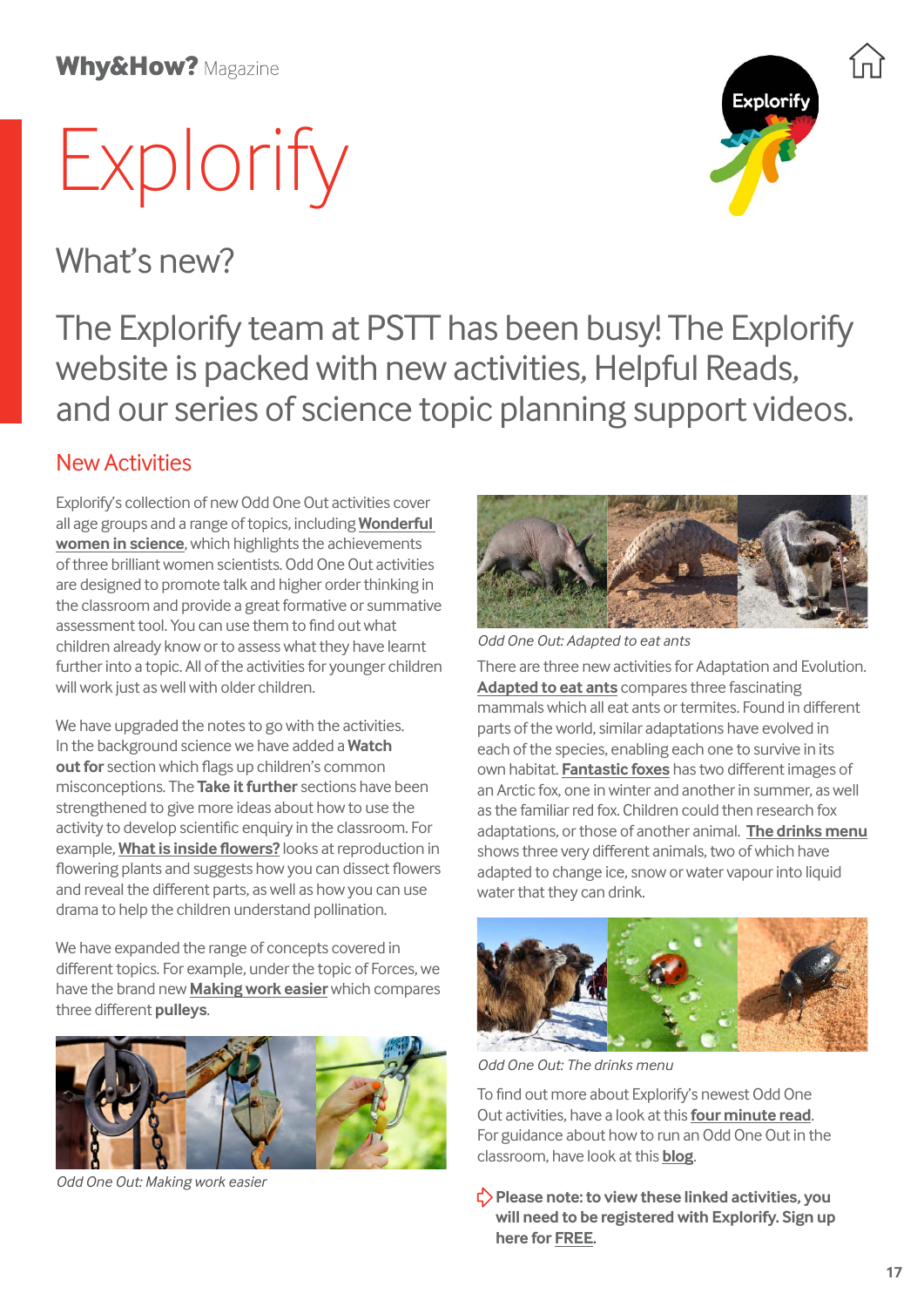Why&How? Magazine

# Explorify

## What's new?

The Explorify team at PSTT has been busy! The Explorify website is packed with new activities, Helpful Reads, and our series of science topic planning support videos.

### New Activities

Explorify's collection of new Odd One Out activities cover all age groups and a range of topics, including **Wonderful women in science**, which highlights the achievements of three brilliant women scientists. Odd One Out activities are designed to promote talk and higher order thinking in the classroom and provide a great formative or summative assessment tool. You can use them to find out what children already know or to assess what they have learnt further into a topic. All of the activities for younger children will work just as well with older children.

We have upgraded the notes to go with the activities. In the background science we have added a **Watch out for** section which flags up children's common misconceptions. The **Take it further** sections have been strengthened to give more ideas about how to use the activity to develop scientific enquiry in the classroom. For example, **What is inside flowers?** looks at reproduction in flowering plants and suggests how you can dissect flowers and reveal the different parts, as well as how you can use drama to help the children understand pollination.

We have expanded the range of concepts covered in different topics. For example, under the topic of Forces, we have the brand new **Making work easier** which compares three different **pulleys**.

*Odd One Out: Making work easier*

*Odd One Out: Adapted to eat ants*

There are three new activities for Adaptation and Evolution. **Adapted to eat ants** compares three fascinating mammals which all eat ants or termites. Found in different parts of the world, similar adaptations have evolved in each of the species, enabling each one to survive in its own habitat. **Fantastic foxes** has two different images of an Arctic fox, one in winter and another in summer, as well as the familiar red fox. Children could then research fox adaptations, or those of another animal. **The drinks menu** shows three very different animals, two of which have adapted to change ice, snow or water vapour into liquid water that they can drink.

*Odd One Out: The drinks menu*

To find out more about Explorify's newest Odd One Out activities, have a look at this **four minute read**. For guidance about how to run an Odd One Out in the classroom, have look at this **blog**.

**Please note: to view these linked activities, you will need to be registered with Explorify. Sign up here for FREE.**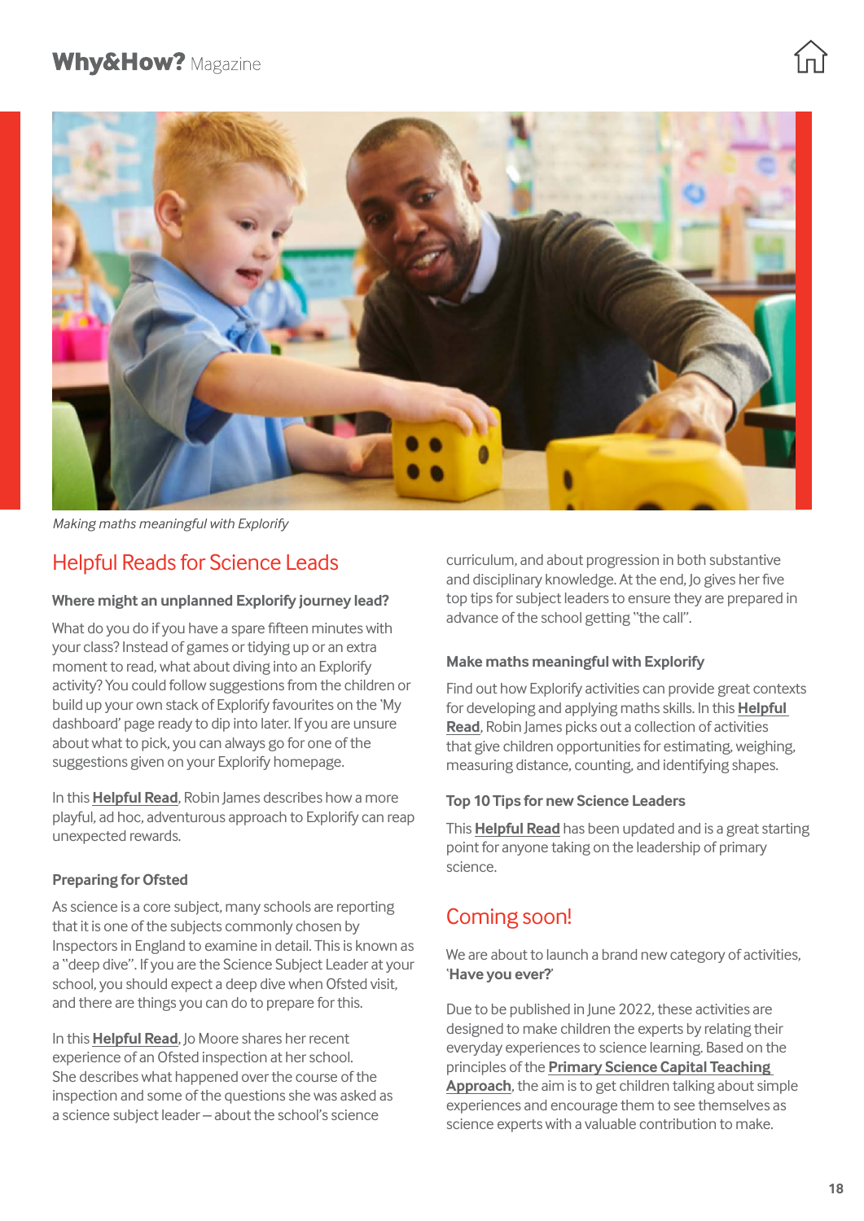*Making maths meaningful with Explorify*

## Helpful Reads for Science Leads

### Where might an unplanned Explorify journey lead?

What do you do if you have a spare fifteen minutes with your class? Instead of games or tidying up or an extra moment to read, what about diving into an Explorify activity? You could follow suggestions from the children or build up your own stack of Explorify favourites on the 'My dashboard' page ready to dip into later. If you are unsure about what to pick, you can always go for one of the suggestions given on your Explorify homepage.

In this **Helpful Read**, Robin James describes how a more playful, ad hoc, adventurous approach to Explorify can reap unexpected rewards.

### Preparing for Ofsted

As science is a core subject, many schools are reporting that it is one of the subjects commonly chosen by Inspectors in England to examine in detail. This is known as a "deep dive". If you are the Science Subject Leader at your school, you should expect a deep dive when Ofsted visit, and there are things you can do to prepare for this.

In this **Helpful Read**, Jo Moore shares her recent experience of an Ofsted inspection at her school. She describes what happened over the course of the inspection and some of the questions she was asked as a science subject leader – about the school's science curriculum, and about progression in both substantive and disciplinary knowledge. At the end, Jo gives her five top tips for subject leaders to ensure they are prepared in advance of the school getting "the call".

### Make maths meaningful with Explorify

Find out how Explorify activities can provide great contexts for developing and applying maths skills. In this **Helpful Read**, Robin James picks out a collection of activities that give children opportunities for estimating, weighing, measuring distance, counting, and identifying shapes.

### Top 10 Tips for new Science Leaders

This **Helpful Read** has been updated and is a great starting point for anyone taking on the leadership of primary science.

## Coming soon!

We are about to launch a brand new category of activities, '**Have you ever?**'

Due to be published in June 2022, these activities are designed to make children the experts by relating their everyday experiences to science learning. Based on the principles of the **Primary Science Capital Teaching Approach**, the aim is to get children talking about simple experiences and encourage them to see themselves as science experts with a valuable contribution to make.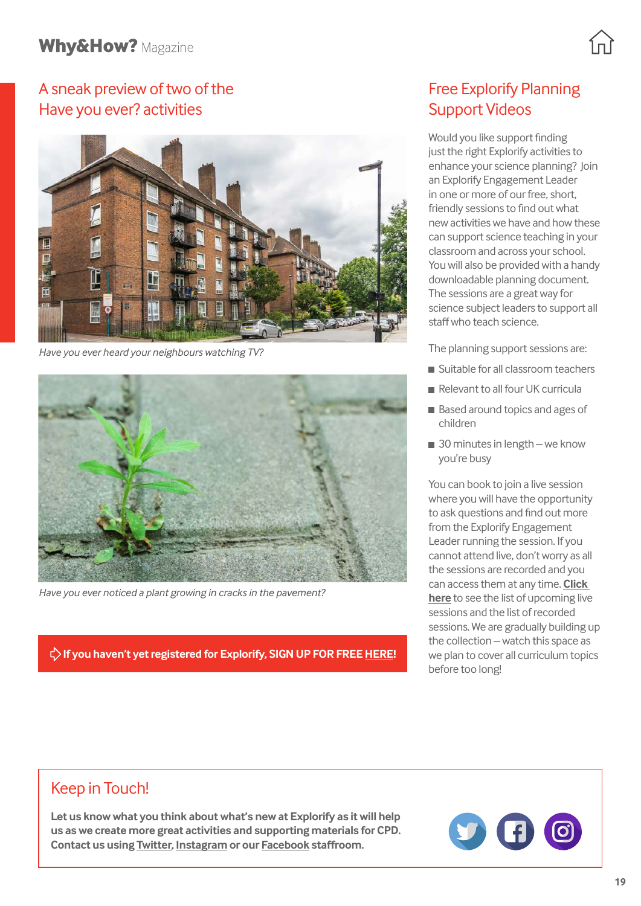## A sneak preview of two of the Have you ever? activities

*Have you ever heard your neighbours watching TV?*

*Have you ever noticed a plant growing in cracks in the pavement?*

**If you haven't yet registered for Explorify, SIGN UP FOR FREE HERE!**

## Free Explorify Planning Support Videos

Would you like support finding just the right Explorify activities to enhance your science planning? Join an Explorify Engagement Leader in one or more of our free, short, friendly sessions to find out what new activities we have and how these can support science teaching in your classroom and across your school. You will also be provided with a handy downloadable planning document. The sessions are a great way for science subject leaders to support all staff who teach science.

The planning support sessions are:

- Suitable for all classroom teachers
- Relevant to all four UK curricula
- Based around topics and ages of children
- 30 minutes in length – we know you're busy

You can book to join a live session where you will have the opportunity to ask questions and find out more from the Explorify Engagement Leader running the session. If you cannot attend live, don't worry as all the sessions are recorded and you can access them at any time. **Click here** to see the list of upcoming live sessions and the list of recorded sessions. We are gradually building up the collection – watch this space as we plan to cover all curriculum topics before too long!

## Keep in Touch!

**Let us know what you think about what's new at Explorify as it will help us as we create more great activities and supporting materials for CPD. Contact us using Twitter, Instagram or our Facebook staffroom.**